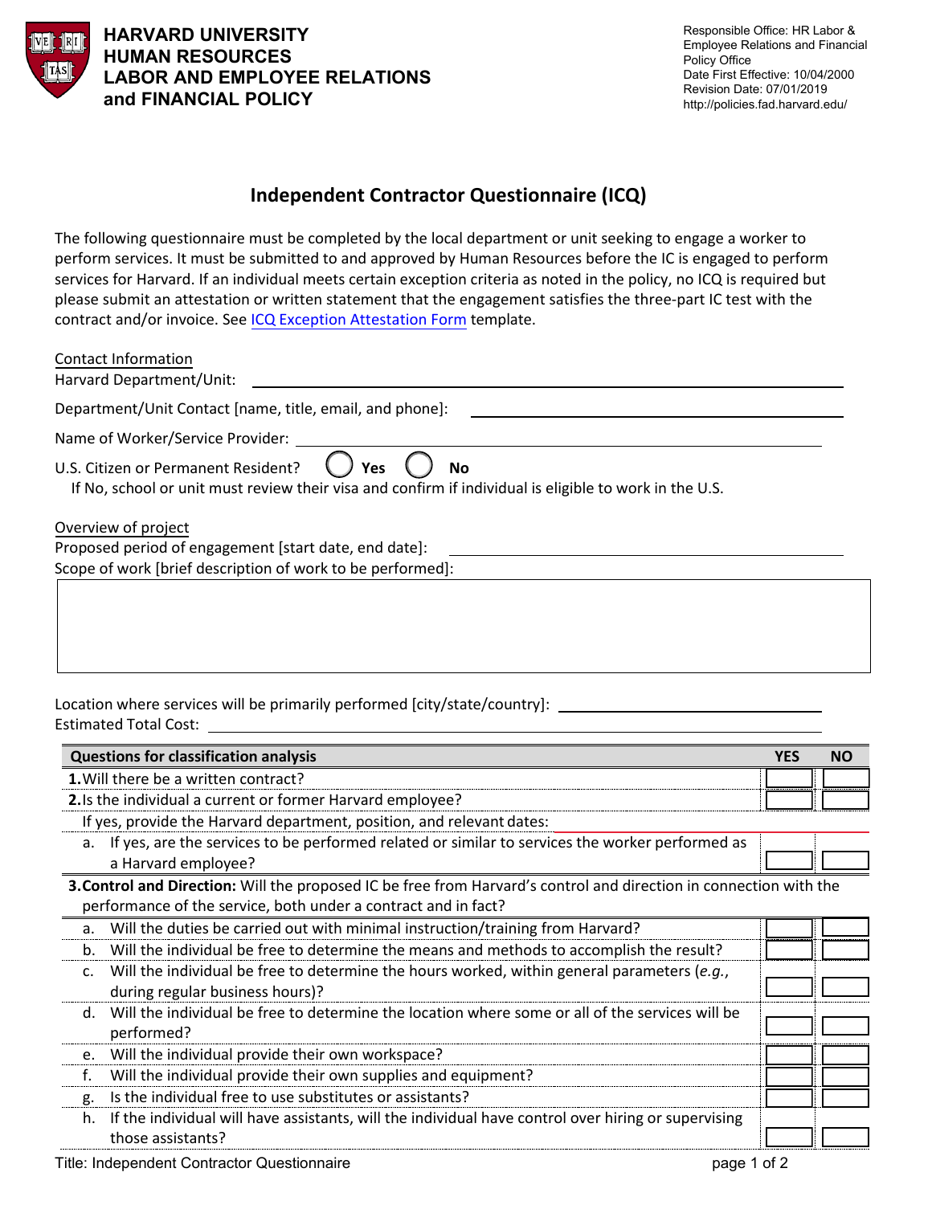**HARVARD UNIVERSITY**
**HUMAN RESOURCES**
**LABOR AND EMPLOYEE RELATIONS**
**and FINANCIAL POLICY**

Responsible Office: HR Labor & Employee Relations and Financial Policy Office
Date First Effective: 10/04/2000
Revision Date: 07/01/2019
http://policies.fad.harvard.edu/

# Independent Contractor Questionnaire (ICQ)

The following questionnaire must be completed by the local department or unit seeking to engage a worker to perform services. It must be submitted to and approved by Human Resources before the IC is engaged to perform services for Harvard. If an individual meets certain exception criteria as noted in the policy, no ICQ is required but please submit an attestation or written statement that the engagement satisfies the three-part IC test with the contract and/or invoice. See ICQ Exception Attestation Form template.

Contact Information

Harvard Department/Unit: ______________________________

Department/Unit Contact [name, title, email, and phone]: ______________________________

Name of Worker/Service Provider: ______________________________

U.S. Citizen or Permanent Resident? ◯ **Yes** ◯ **No**

If No, school or unit must review their visa and confirm if individual is eligible to work in the U.S.

Overview of project

Proposed period of engagement [start date, end date]: ______________________________

Scope of work [brief description of work to be performed]:

Location where services will be primarily performed [city/state/country]: ______________________________

Estimated Total Cost: ______________________________

| Questions for classification analysis | YES | NO |
|---|---|---|
| **1.** Will there be a written contract? | | |
| **2.** Is the individual a current or former Harvard employee? | | |
| If yes, provide the Harvard department, position, and relevant dates: | | |
| a. If yes, are the services to be performed related or similar to services the worker performed as a Harvard employee? | | |
| **3. Control and Direction:** Will the proposed IC be free from Harvard's control and direction in connection with the performance of the service, both under a contract and in fact? | | |
| a. Will the duties be carried out with minimal instruction/training from Harvard? | | |
| b. Will the individual be free to determine the means and methods to accomplish the result? | | |
| c. Will the individual be free to determine the hours worked, within general parameters (*e.g.*, during regular business hours)? | | |
| d. Will the individual be free to determine the location where some or all of the services will be performed? | | |
| e. Will the individual provide their own workspace? | | |
| f. Will the individual provide their own supplies and equipment? | | |
| g. Is the individual free to use substitutes or assistants? | | |
| h. If the individual will have assistants, will the individual have control over hiring or supervising those assistants? | | |

Title: Independent Contractor Questionnaire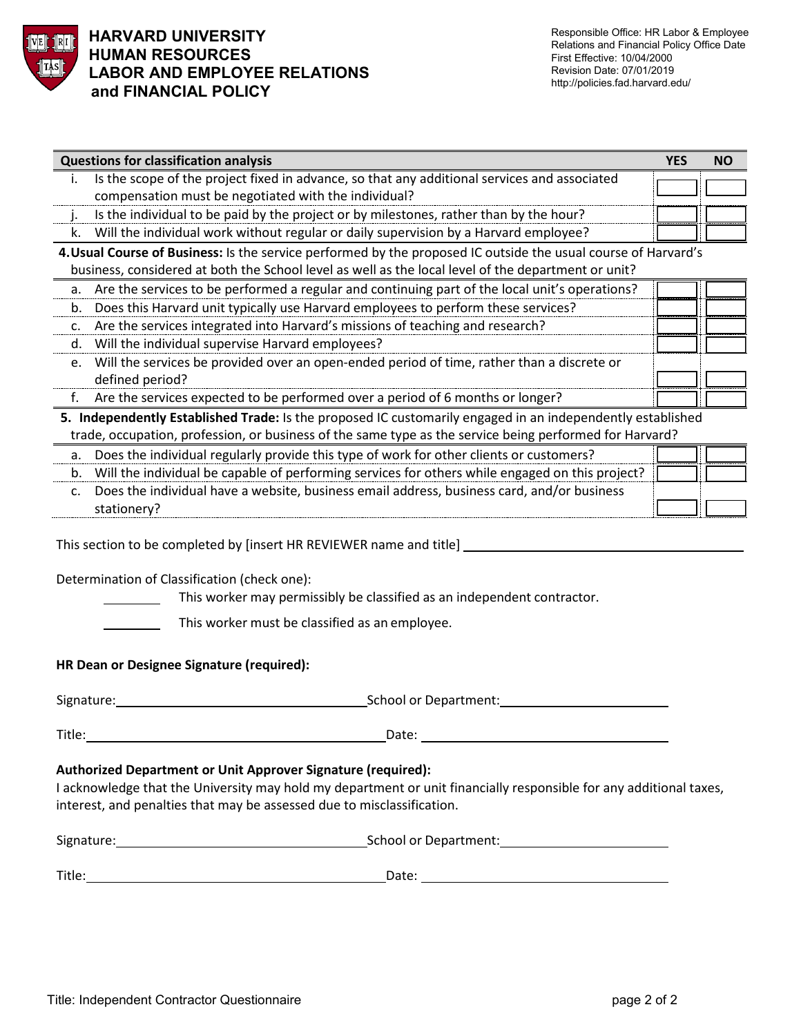| Questions for classification analysis | YES | NO |
|---|---|---|
| i. Is the scope of the project fixed in advance, so that any additional services and associated compensation must be negotiated with the individual? | | |
| j. Is the individual to be paid by the project or by milestones, rather than by the hour? | | |
| k. Will the individual work without regular or daily supervision by a Harvard employee? | | |
| **4. Usual Course of Business:** Is the service performed by the proposed IC outside the usual course of Harvard's business, considered at both the School level as well as the local level of the department or unit? | | |
| a. Are the services to be performed a regular and continuing part of the local unit's operations? | | |
| b. Does this Harvard unit typically use Harvard employees to perform these services? | | |
| c. Are the services integrated into Harvard's missions of teaching and research? | | |
| d. Will the individual supervise Harvard employees? | | |
| e. Will the services be provided over an open-ended period of time, rather than a discrete or defined period? | | |
| f. Are the services expected to be performed over a period of 6 months or longer? | | |
| **5. Independently Established Trade:** Is the proposed IC customarily engaged in an independently established trade, occupation, profession, or business of the same type as the service being performed for Harvard? | | |
| a. Does the individual regularly provide this type of work for other clients or customers? | | |
| b. Will the individual be capable of performing services for others while engaged on this project? | | |
| c. Does the individual have a website, business email address, business card, and/or business stationery? | | |

This section to be completed by [insert HR REVIEWER name and title] ______________________

Determination of Classification (check one):

_______ This worker may permissibly be classified as an independent contractor.

_______ This worker must be classified as an employee.

**HR Dean or Designee Signature (required):**

Signature: ______________________ School or Department: ______________________

Title: ______________________ Date: ______________________

**Authorized Department or Unit Approver Signature (required):**

I acknowledge that the University may hold my department or unit financially responsible for any additional taxes, interest, and penalties that may be assessed due to misclassification.

Signature: ______________________ School or Department: ______________________

Title: ______________________ Date: ______________________